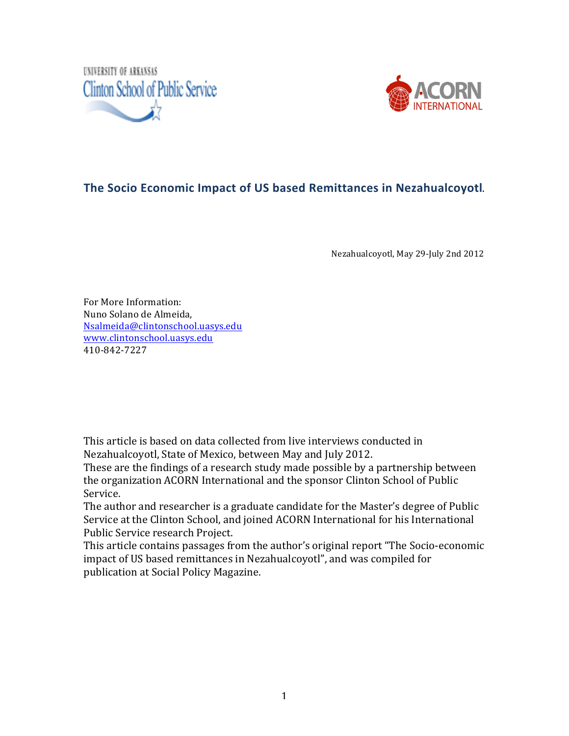UNIVERSITY OF ARKANSAS
Clinton School of Public Service

ACORN INTERNATIONAL

# The Socio Economic Impact of US based Remittances in Nezahualcoyotl.

Nezahualcoyotl, May 29-July 2nd 2012

For More Information:
Nuno Solano de Almeida,
Nsalmeida@clintonschool.uasys.edu
www.clintonschool.uasys.edu
410-842-7227

This article is based on data collected from live interviews conducted in Nezahualcoyotl, State of Mexico, between May and July 2012.
These are the findings of a research study made possible by a partnership between the organization ACORN International and the sponsor Clinton School of Public Service.
The author and researcher is a graduate candidate for the Master's degree of Public Service at the Clinton School, and joined ACORN International for his International Public Service research Project.
This article contains passages from the author's original report "The Socio-economic impact of US based remittances in Nezahualcoyotl", and was compiled for publication at Social Policy Magazine.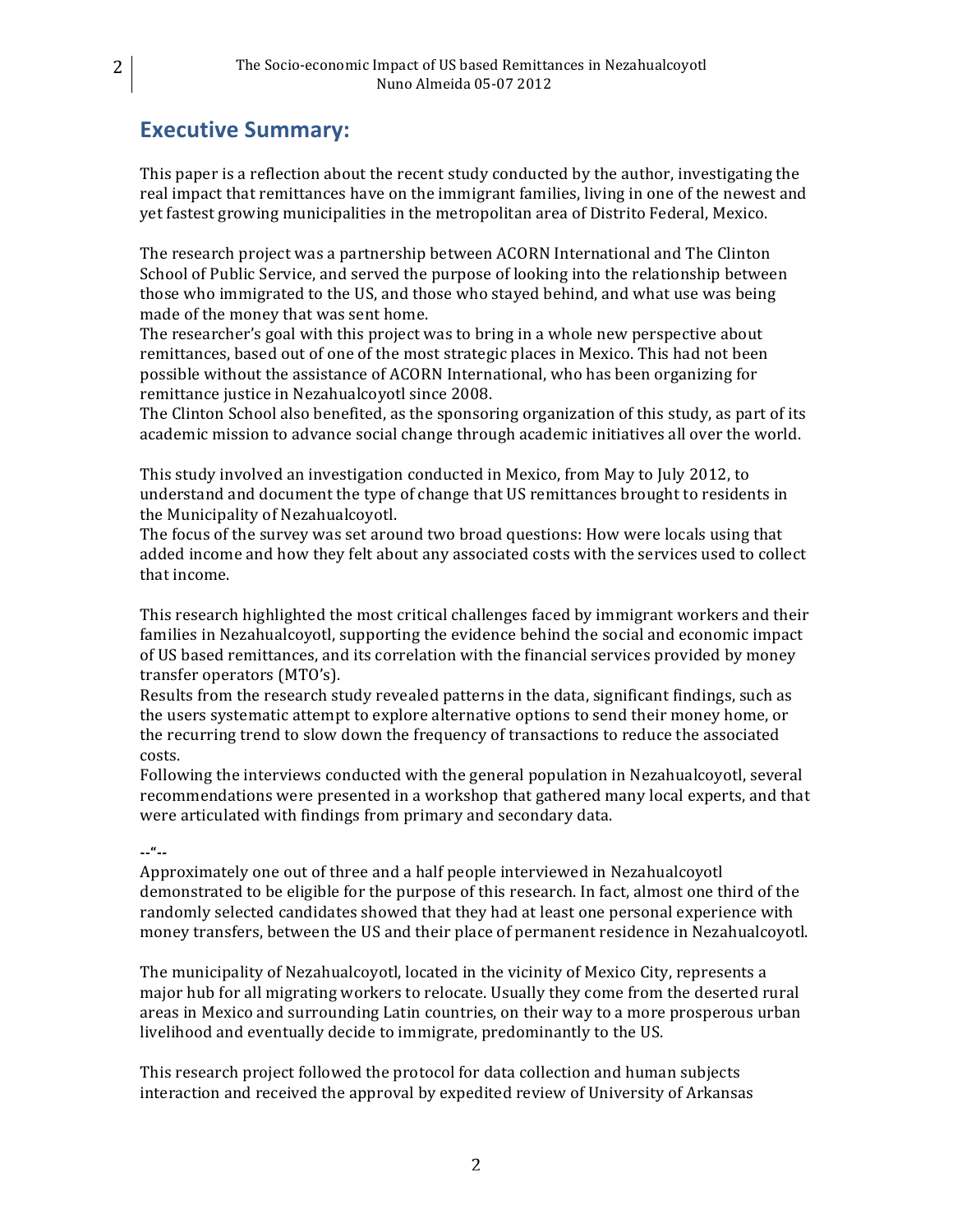## Executive Summary:

This paper is a reflection about the recent study conducted by the author, investigating the real impact that remittances have on the immigrant families, living in one of the newest and yet fastest growing municipalities in the metropolitan area of Distrito Federal, Mexico.

The research project was a partnership between ACORN International and The Clinton School of Public Service, and served the purpose of looking into the relationship between those who immigrated to the US, and those who stayed behind, and what use was being made of the money that was sent home.
The researcher's goal with this project was to bring in a whole new perspective about remittances, based out of one of the most strategic places in Mexico. This had not been possible without the assistance of ACORN International, who has been organizing for remittance justice in Nezahualcoyotl since 2008.
The Clinton School also benefited, as the sponsoring organization of this study, as part of its academic mission to advance social change through academic initiatives all over the world.

This study involved an investigation conducted in Mexico, from May to July 2012, to understand and document the type of change that US remittances brought to residents in the Municipality of Nezahualcoyotl.
The focus of the survey was set around two broad questions: How were locals using that added income and how they felt about any associated costs with the services used to collect that income.

This research highlighted the most critical challenges faced by immigrant workers and their families in Nezahualcoyotl, supporting the evidence behind the social and economic impact of US based remittances, and its correlation with the financial services provided by money transfer operators (MTO's).
Results from the research study revealed patterns in the data, significant findings, such as the users systematic attempt to explore alternative options to send their money home, or the recurring trend to slow down the frequency of transactions to reduce the associated costs.
Following the interviews conducted with the general population in Nezahualcoyotl, several recommendations were presented in a workshop that gathered many local experts, and that were articulated with findings from primary and secondary data.

**--"--**

Approximately one out of three and a half people interviewed in Nezahualcoyotl demonstrated to be eligible for the purpose of this research. In fact, almost one third of the randomly selected candidates showed that they had at least one personal experience with money transfers, between the US and their place of permanent residence in Nezahualcoyotl.

The municipality of Nezahualcoyotl, located in the vicinity of Mexico City, represents a major hub for all migrating workers to relocate. Usually they come from the deserted rural areas in Mexico and surrounding Latin countries, on their way to a more prosperous urban livelihood and eventually decide to immigrate, predominantly to the US.

This research project followed the protocol for data collection and human subjects interaction and received the approval by expedited review of University of Arkansas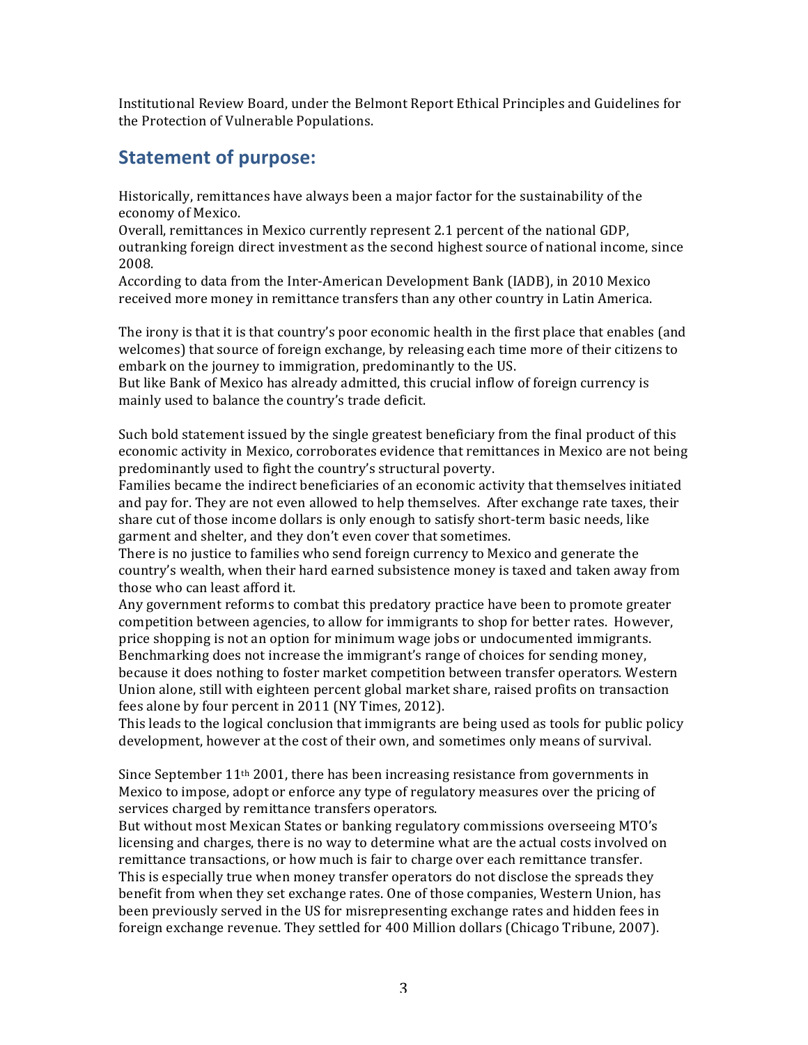Institutional Review Board, under the Belmont Report Ethical Principles and Guidelines for the Protection of Vulnerable Populations.

## Statement of purpose:

Historically, remittances have always been a major factor for the sustainability of the economy of Mexico.
Overall, remittances in Mexico currently represent 2.1 percent of the national GDP, outranking foreign direct investment as the second highest source of national income, since 2008.
According to data from the Inter-American Development Bank (IADB), in 2010 Mexico received more money in remittance transfers than any other country in Latin America.

The irony is that it is that country's poor economic health in the first place that enables (and welcomes) that source of foreign exchange, by releasing each time more of their citizens to embark on the journey to immigration, predominantly to the US.
But like Bank of Mexico has already admitted, this crucial inflow of foreign currency is mainly used to balance the country's trade deficit.

Such bold statement issued by the single greatest beneficiary from the final product of this economic activity in Mexico, corroborates evidence that remittances in Mexico are not being predominantly used to fight the country's structural poverty.
Families became the indirect beneficiaries of an economic activity that themselves initiated and pay for. They are not even allowed to help themselves. After exchange rate taxes, their share cut of those income dollars is only enough to satisfy short-term basic needs, like garment and shelter, and they don't even cover that sometimes.
There is no justice to families who send foreign currency to Mexico and generate the country's wealth, when their hard earned subsistence money is taxed and taken away from those who can least afford it.
Any government reforms to combat this predatory practice have been to promote greater competition between agencies, to allow for immigrants to shop for better rates. However, price shopping is not an option for minimum wage jobs or undocumented immigrants.
Benchmarking does not increase the immigrant's range of choices for sending money, because it does nothing to foster market competition between transfer operators. Western Union alone, still with eighteen percent global market share, raised profits on transaction fees alone by four percent in 2011 (NY Times, 2012).
This leads to the logical conclusion that immigrants are being used as tools for public policy development, however at the cost of their own, and sometimes only means of survival.

Since September 11th 2001, there has been increasing resistance from governments in Mexico to impose, adopt or enforce any type of regulatory measures over the pricing of services charged by remittance transfers operators.
But without most Mexican States or banking regulatory commissions overseeing MTO's licensing and charges, there is no way to determine what are the actual costs involved on remittance transactions, or how much is fair to charge over each remittance transfer.
This is especially true when money transfer operators do not disclose the spreads they benefit from when they set exchange rates. One of those companies, Western Union, has been previously served in the US for misrepresenting exchange rates and hidden fees in foreign exchange revenue. They settled for 400 Million dollars (Chicago Tribune, 2007).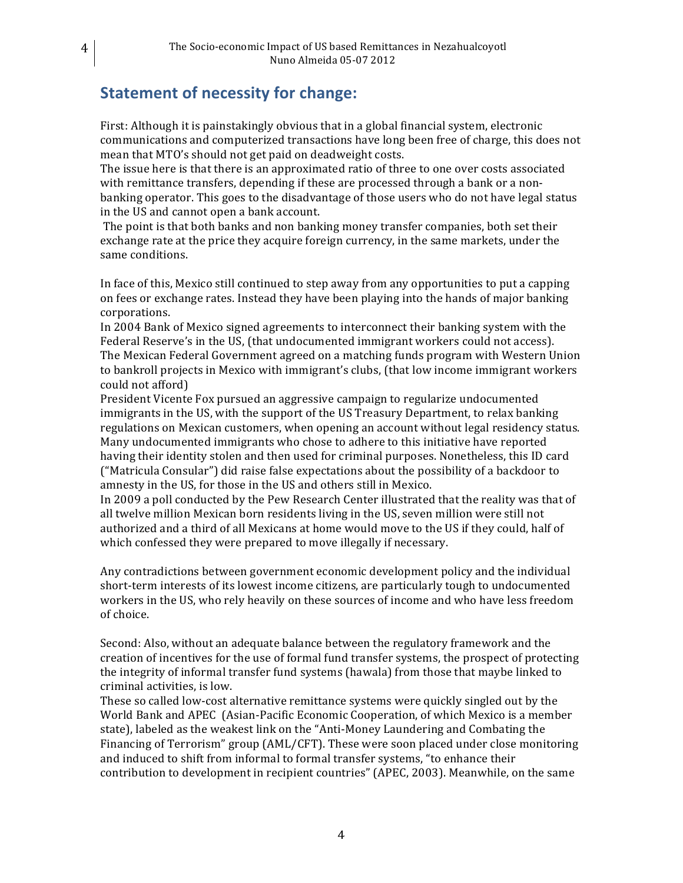## Statement of necessity for change:

First: Although it is painstakingly obvious that in a global financial system, electronic communications and computerized transactions have long been free of charge, this does not mean that MTO's should not get paid on deadweight costs.
The issue here is that there is an approximated ratio of three to one over costs associated with remittance transfers, depending if these are processed through a bank or a non-banking operator. This goes to the disadvantage of those users who do not have legal status in the US and cannot open a bank account.
The point is that both banks and non banking money transfer companies, both set their exchange rate at the price they acquire foreign currency, in the same markets, under the same conditions.

In face of this, Mexico still continued to step away from any opportunities to put a capping on fees or exchange rates. Instead they have been playing into the hands of major banking corporations.
In 2004 Bank of Mexico signed agreements to interconnect their banking system with the Federal Reserve's in the US, (that undocumented immigrant workers could not access).
The Mexican Federal Government agreed on a matching funds program with Western Union to bankroll projects in Mexico with immigrant's clubs, (that low income immigrant workers could not afford)
President Vicente Fox pursued an aggressive campaign to regularize undocumented immigrants in the US, with the support of the US Treasury Department, to relax banking regulations on Mexican customers, when opening an account without legal residency status. Many undocumented immigrants who chose to adhere to this initiative have reported having their identity stolen and then used for criminal purposes. Nonetheless, this ID card ("Matricula Consular") did raise false expectations about the possibility of a backdoor to amnesty in the US, for those in the US and others still in Mexico.
In 2009 a poll conducted by the Pew Research Center illustrated that the reality was that of all twelve million Mexican born residents living in the US, seven million were still not authorized and a third of all Mexicans at home would move to the US if they could, half of which confessed they were prepared to move illegally if necessary.

Any contradictions between government economic development policy and the individual short-term interests of its lowest income citizens, are particularly tough to undocumented workers in the US, who rely heavily on these sources of income and who have less freedom of choice.

Second: Also, without an adequate balance between the regulatory framework and the creation of incentives for the use of formal fund transfer systems, the prospect of protecting the integrity of informal transfer fund systems (hawala) from those that maybe linked to criminal activities, is low.
These so called low-cost alternative remittance systems were quickly singled out by the World Bank and APEC (Asian-Pacific Economic Cooperation, of which Mexico is a member state), labeled as the weakest link on the "Anti-Money Laundering and Combating the Financing of Terrorism" group (AML/CFT). These were soon placed under close monitoring and induced to shift from informal to formal transfer systems, "to enhance their contribution to development in recipient countries" (APEC, 2003). Meanwhile, on the same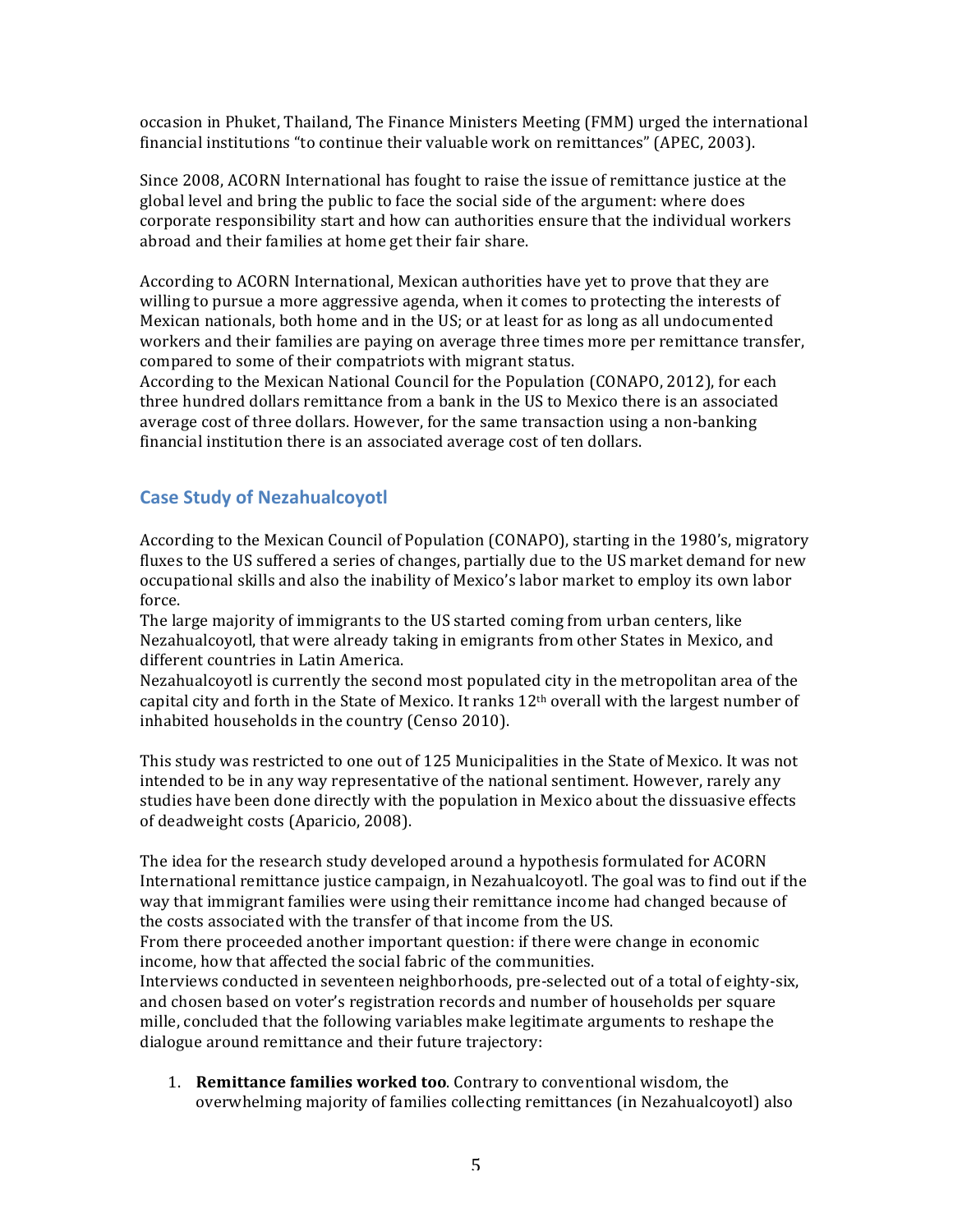occasion in Phuket, Thailand, The Finance Ministers Meeting (FMM) urged the international financial institutions "to continue their valuable work on remittances" (APEC, 2003).

Since 2008, ACORN International has fought to raise the issue of remittance justice at the global level and bring the public to face the social side of the argument: where does corporate responsibility start and how can authorities ensure that the individual workers abroad and their families at home get their fair share.

According to ACORN International, Mexican authorities have yet to prove that they are willing to pursue a more aggressive agenda, when it comes to protecting the interests of Mexican nationals, both home and in the US; or at least for as long as all undocumented workers and their families are paying on average three times more per remittance transfer, compared to some of their compatriots with migrant status.
According to the Mexican National Council for the Population (CONAPO, 2012), for each three hundred dollars remittance from a bank in the US to Mexico there is an associated average cost of three dollars. However, for the same transaction using a non-banking financial institution there is an associated average cost of ten dollars.

## Case Study of Nezahualcoyotl

According to the Mexican Council of Population (CONAPO), starting in the 1980's, migratory fluxes to the US suffered a series of changes, partially due to the US market demand for new occupational skills and also the inability of Mexico's labor market to employ its own labor force.
The large majority of immigrants to the US started coming from urban centers, like Nezahualcoyotl, that were already taking in emigrants from other States in Mexico, and different countries in Latin America.
Nezahualcoyotl is currently the second most populated city in the metropolitan area of the capital city and forth in the State of Mexico. It ranks 12th overall with the largest number of inhabited households in the country (Censo 2010).

This study was restricted to one out of 125 Municipalities in the State of Mexico. It was not intended to be in any way representative of the national sentiment. However, rarely any studies have been done directly with the population in Mexico about the dissuasive effects of deadweight costs (Aparicio, 2008).

The idea for the research study developed around a hypothesis formulated for ACORN International remittance justice campaign, in Nezahualcoyotl. The goal was to find out if the way that immigrant families were using their remittance income had changed because of the costs associated with the transfer of that income from the US.
From there proceeded another important question: if there were change in economic income, how that affected the social fabric of the communities.
Interviews conducted in seventeen neighborhoods, pre-selected out of a total of eighty-six, and chosen based on voter's registration records and number of households per square mille, concluded that the following variables make legitimate arguments to reshape the dialogue around remittance and their future trajectory:

1. **Remittance families worked too**. Contrary to conventional wisdom, the overwhelming majority of families collecting remittances (in Nezahualcoyotl) also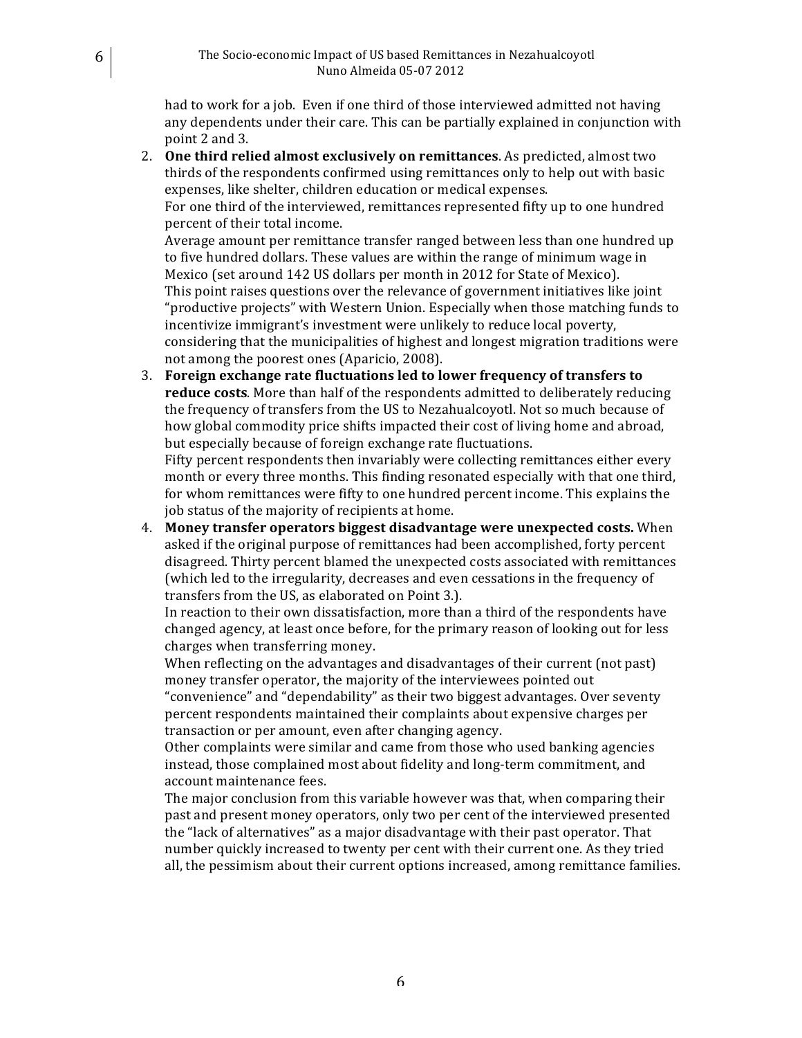had to work for a job. Even if one third of those interviewed admitted not having any dependents under their care. This can be partially explained in conjunction with point 2 and 3.

2. **One third relied almost exclusively on remittances**. As predicted, almost two thirds of the respondents confirmed using remittances only to help out with basic expenses, like shelter, children education or medical expenses.
   For one third of the interviewed, remittances represented fifty up to one hundred percent of their total income.
   Average amount per remittance transfer ranged between less than one hundred up to five hundred dollars. These values are within the range of minimum wage in Mexico (set around 142 US dollars per month in 2012 for State of Mexico).
   This point raises questions over the relevance of government initiatives like joint "productive projects" with Western Union. Especially when those matching funds to incentivize immigrant's investment were unlikely to reduce local poverty, considering that the municipalities of highest and longest migration traditions were not among the poorest ones (Aparicio, 2008).
3. **Foreign exchange rate fluctuations led to lower frequency of transfers to reduce costs**. More than half of the respondents admitted to deliberately reducing the frequency of transfers from the US to Nezahualcoyotl. Not so much because of how global commodity price shifts impacted their cost of living home and abroad, but especially because of foreign exchange rate fluctuations.
   Fifty percent respondents then invariably were collecting remittances either every month or every three months. This finding resonated especially with that one third, for whom remittances were fifty to one hundred percent income. This explains the job status of the majority of recipients at home.
4. **Money transfer operators biggest disadvantage were unexpected costs.** When asked if the original purpose of remittances had been accomplished, forty percent disagreed. Thirty percent blamed the unexpected costs associated with remittances (which led to the irregularity, decreases and even cessations in the frequency of transfers from the US, as elaborated on Point 3.).
   In reaction to their own dissatisfaction, more than a third of the respondents have changed agency, at least once before, for the primary reason of looking out for less charges when transferring money.
   When reflecting on the advantages and disadvantages of their current (not past) money transfer operator, the majority of the interviewees pointed out "convenience" and "dependability" as their two biggest advantages. Over seventy percent respondents maintained their complaints about expensive charges per transaction or per amount, even after changing agency.
   Other complaints were similar and came from those who used banking agencies instead, those complained most about fidelity and long-term commitment, and account maintenance fees.
   The major conclusion from this variable however was that, when comparing their past and present money operators, only two per cent of the interviewed presented the "lack of alternatives" as a major disadvantage with their past operator. That number quickly increased to twenty per cent with their current one. As they tried all, the pessimism about their current options increased, among remittance families.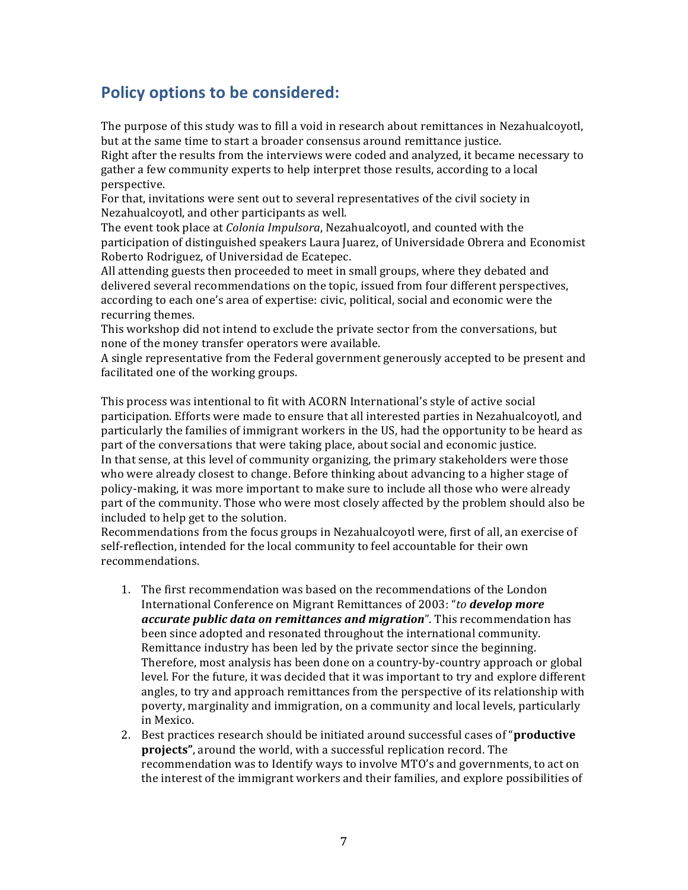## Policy options to be considered:

The purpose of this study was to fill a void in research about remittances in Nezahualcoyotl, but at the same time to start a broader consensus around remittance justice.
Right after the results from the interviews were coded and analyzed, it became necessary to gather a few community experts to help interpret those results, according to a local perspective.
For that, invitations were sent out to several representatives of the civil society in Nezahualcoyotl, and other participants as well.
The event took place at *Colonia Impulsora*, Nezahualcoyotl, and counted with the participation of distinguished speakers Laura Juarez, of Universidade Obrera and Economist Roberto Rodriguez, of Universidad de Ecatepec.
All attending guests then proceeded to meet in small groups, where they debated and delivered several recommendations on the topic, issued from four different perspectives, according to each one's area of expertise: civic, political, social and economic were the recurring themes.
This workshop did not intend to exclude the private sector from the conversations, but none of the money transfer operators were available.
A single representative from the Federal government generously accepted to be present and facilitated one of the working groups.

This process was intentional to fit with ACORN International's style of active social participation. Efforts were made to ensure that all interested parties in Nezahualcoyotl, and particularly the families of immigrant workers in the US, had the opportunity to be heard as part of the conversations that were taking place, about social and economic justice.
In that sense, at this level of community organizing, the primary stakeholders were those who were already closest to change. Before thinking about advancing to a higher stage of policy-making, it was more important to make sure to include all those who were already part of the community. Those who were most closely affected by the problem should also be included to help get to the solution.
Recommendations from the focus groups in Nezahualcoyotl were, first of all, an exercise of self-reflection, intended for the local community to feel accountable for their own recommendations.

1. The first recommendation was based on the recommendations of the London International Conference on Migrant Remittances of 2003: "*to **develop more accurate public data on remittances and migration***". This recommendation has been since adopted and resonated throughout the international community. Remittance industry has been led by the private sector since the beginning. Therefore, most analysis has been done on a country-by-country approach or global level. For the future, it was decided that it was important to try and explore different angles, to try and approach remittances from the perspective of its relationship with poverty, marginality and immigration, on a community and local levels, particularly in Mexico.
2. Best practices research should be initiated around successful cases of "**productive projects"**, around the world, with a successful replication record. The recommendation was to Identify ways to involve MTO's and governments, to act on the interest of the immigrant workers and their families, and explore possibilities of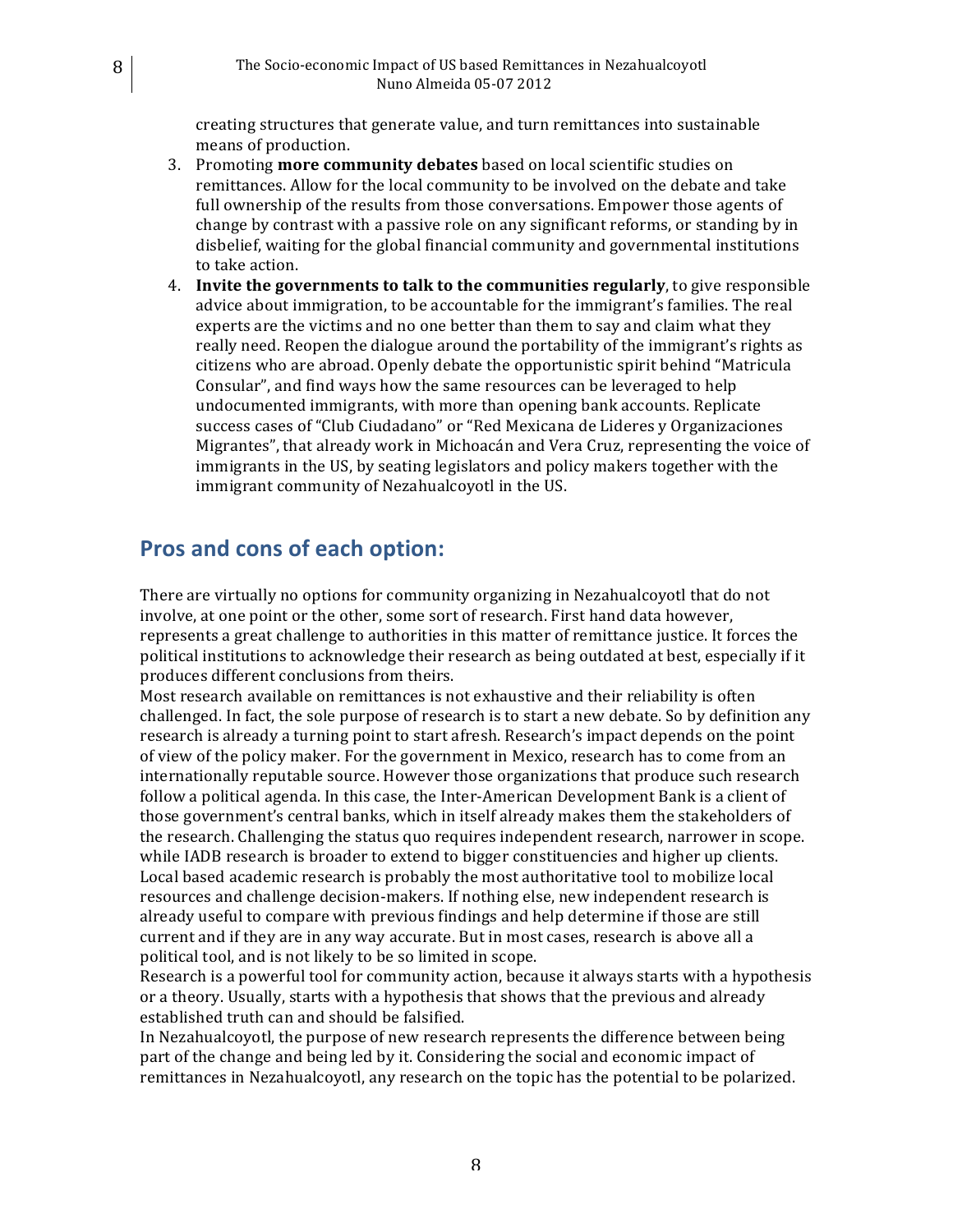creating structures that generate value, and turn remittances into sustainable means of production.

3. Promoting **more community debates** based on local scientific studies on remittances. Allow for the local community to be involved on the debate and take full ownership of the results from those conversations. Empower those agents of change by contrast with a passive role on any significant reforms, or standing by in disbelief, waiting for the global financial community and governmental institutions to take action.
4. **Invite the governments to talk to the communities regularly**, to give responsible advice about immigration, to be accountable for the immigrant's families. The real experts are the victims and no one better than them to say and claim what they really need. Reopen the dialogue around the portability of the immigrant's rights as citizens who are abroad. Openly debate the opportunistic spirit behind "Matricula Consular", and find ways how the same resources can be leveraged to help undocumented immigrants, with more than opening bank accounts. Replicate success cases of "Club Ciudadano" or "Red Mexicana de Lideres y Organizaciones Migrantes", that already work in Michoacán and Vera Cruz, representing the voice of immigrants in the US, by seating legislators and policy makers together with the immigrant community of Nezahualcoyotl in the US.

## Pros and cons of each option:

There are virtually no options for community organizing in Nezahualcoyotl that do not involve, at one point or the other, some sort of research. First hand data however, represents a great challenge to authorities in this matter of remittance justice. It forces the political institutions to acknowledge their research as being outdated at best, especially if it produces different conclusions from theirs.

Most research available on remittances is not exhaustive and their reliability is often challenged. In fact, the sole purpose of research is to start a new debate. So by definition any research is already a turning point to start afresh. Research's impact depends on the point of view of the policy maker. For the government in Mexico, research has to come from an internationally reputable source. However those organizations that produce such research follow a political agenda. In this case, the Inter-American Development Bank is a client of those government's central banks, which in itself already makes them the stakeholders of the research. Challenging the status quo requires independent research, narrower in scope. while IADB research is broader to extend to bigger constituencies and higher up clients. Local based academic research is probably the most authoritative tool to mobilize local resources and challenge decision-makers. If nothing else, new independent research is already useful to compare with previous findings and help determine if those are still current and if they are in any way accurate. But in most cases, research is above all a political tool, and is not likely to be so limited in scope.

Research is a powerful tool for community action, because it always starts with a hypothesis or a theory. Usually, starts with a hypothesis that shows that the previous and already established truth can and should be falsified.

In Nezahualcoyotl, the purpose of new research represents the difference between being part of the change and being led by it. Considering the social and economic impact of remittances in Nezahualcoyotl, any research on the topic has the potential to be polarized.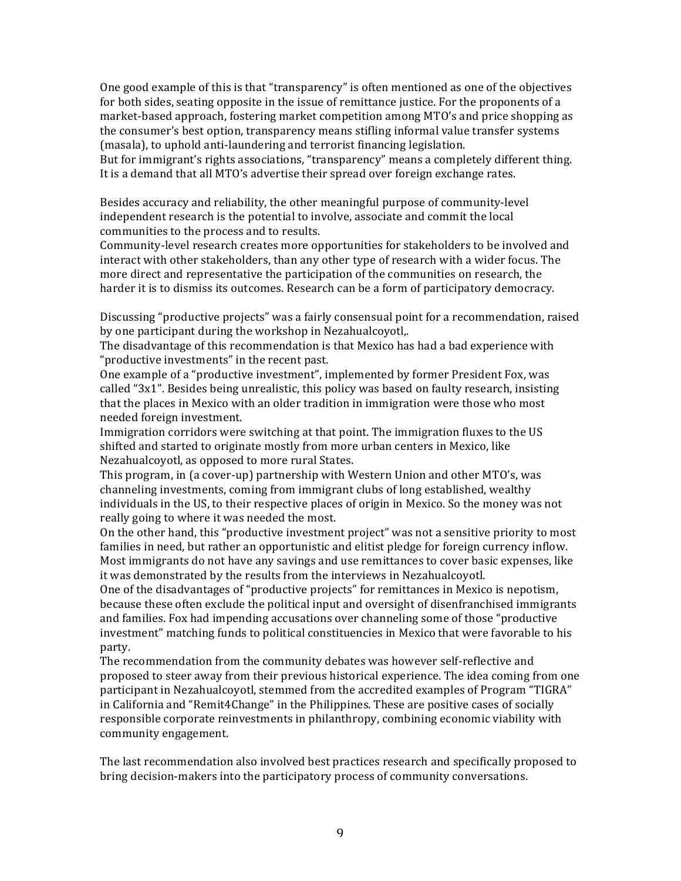One good example of this is that "transparency" is often mentioned as one of the objectives for both sides, seating opposite in the issue of remittance justice. For the proponents of a market-based approach, fostering market competition among MTO's and price shopping as the consumer's best option, transparency means stifling informal value transfer systems (masala), to uphold anti-laundering and terrorist financing legislation.
But for immigrant's rights associations, "transparency" means a completely different thing. It is a demand that all MTO's advertise their spread over foreign exchange rates.

Besides accuracy and reliability, the other meaningful purpose of community-level independent research is the potential to involve, associate and commit the local communities to the process and to results.
Community-level research creates more opportunities for stakeholders to be involved and interact with other stakeholders, than any other type of research with a wider focus. The more direct and representative the participation of the communities on research, the harder it is to dismiss its outcomes. Research can be a form of participatory democracy.

Discussing "productive projects" was a fairly consensual point for a recommendation, raised by one participant during the workshop in Nezahualcoyotl,.
The disadvantage of this recommendation is that Mexico has had a bad experience with "productive investments" in the recent past.
One example of a "productive investment", implemented by former President Fox, was called "3x1". Besides being unrealistic, this policy was based on faulty research, insisting that the places in Mexico with an older tradition in immigration were those who most needed foreign investment.
Immigration corridors were switching at that point. The immigration fluxes to the US shifted and started to originate mostly from more urban centers in Mexico, like Nezahualcoyotl, as opposed to more rural States.
This program, in (a cover-up) partnership with Western Union and other MTO's, was channeling investments, coming from immigrant clubs of long established, wealthy individuals in the US, to their respective places of origin in Mexico. So the money was not really going to where it was needed the most.
On the other hand, this "productive investment project" was not a sensitive priority to most families in need, but rather an opportunistic and elitist pledge for foreign currency inflow. Most immigrants do not have any savings and use remittances to cover basic expenses, like it was demonstrated by the results from the interviews in Nezahualcoyotl.
One of the disadvantages of "productive projects" for remittances in Mexico is nepotism, because these often exclude the political input and oversight of disenfranchised immigrants and families. Fox had impending accusations over channeling some of those "productive investment" matching funds to political constituencies in Mexico that were favorable to his party.
The recommendation from the community debates was however self-reflective and proposed to steer away from their previous historical experience. The idea coming from one participant in Nezahualcoyotl, stemmed from the accredited examples of Program "TIGRA" in California and "Remit4Change" in the Philippines. These are positive cases of socially responsible corporate reinvestments in philanthropy, combining economic viability with community engagement.

The last recommendation also involved best practices research and specifically proposed to bring decision-makers into the participatory process of community conversations.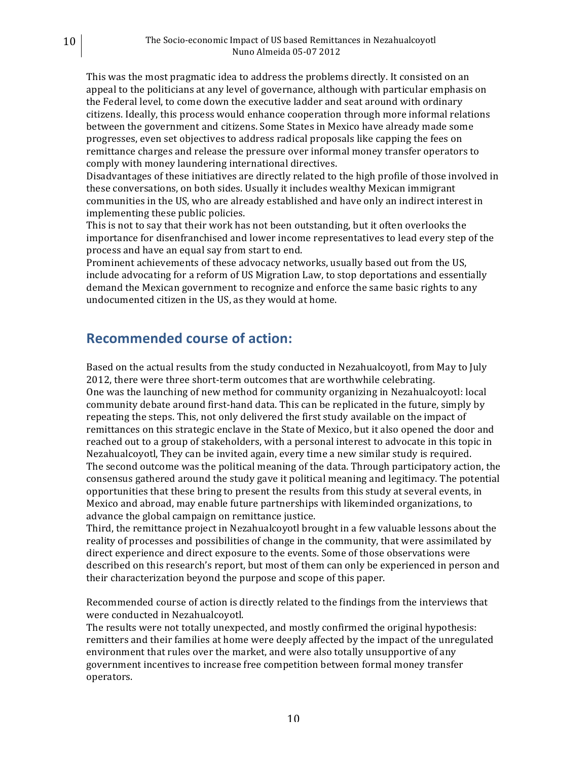This was the most pragmatic idea to address the problems directly. It consisted on an appeal to the politicians at any level of governance, although with particular emphasis on the Federal level, to come down the executive ladder and seat around with ordinary citizens. Ideally, this process would enhance cooperation through more informal relations between the government and citizens. Some States in Mexico have already made some progresses, even set objectives to address radical proposals like capping the fees on remittance charges and release the pressure over informal money transfer operators to comply with money laundering international directives.

Disadvantages of these initiatives are directly related to the high profile of those involved in these conversations, on both sides. Usually it includes wealthy Mexican immigrant communities in the US, who are already established and have only an indirect interest in implementing these public policies.

This is not to say that their work has not been outstanding, but it often overlooks the importance for disenfranchised and lower income representatives to lead every step of the process and have an equal say from start to end.

Prominent achievements of these advocacy networks, usually based out from the US, include advocating for a reform of US Migration Law, to stop deportations and essentially demand the Mexican government to recognize and enforce the same basic rights to any undocumented citizen in the US, as they would at home.

## Recommended course of action:

Based on the actual results from the study conducted in Nezahualcoyotl, from May to July 2012, there were three short-term outcomes that are worthwhile celebrating.

One was the launching of new method for community organizing in Nezahualcoyotl: local community debate around first-hand data. This can be replicated in the future, simply by repeating the steps. This, not only delivered the first study available on the impact of remittances on this strategic enclave in the State of Mexico, but it also opened the door and reached out to a group of stakeholders, with a personal interest to advocate in this topic in Nezahualcoyotl, They can be invited again, every time a new similar study is required.

The second outcome was the political meaning of the data. Through participatory action, the consensus gathered around the study gave it political meaning and legitimacy. The potential opportunities that these bring to present the results from this study at several events, in Mexico and abroad, may enable future partnerships with likeminded organizations, to advance the global campaign on remittance justice.

Third, the remittance project in Nezahualcoyotl brought in a few valuable lessons about the reality of processes and possibilities of change in the community, that were assimilated by direct experience and direct exposure to the events. Some of those observations were described on this research's report, but most of them can only be experienced in person and their characterization beyond the purpose and scope of this paper.

Recommended course of action is directly related to the findings from the interviews that were conducted in Nezahualcoyotl.

The results were not totally unexpected, and mostly confirmed the original hypothesis: remitters and their families at home were deeply affected by the impact of the unregulated environment that rules over the market, and were also totally unsupportive of any government incentives to increase free competition between formal money transfer operators.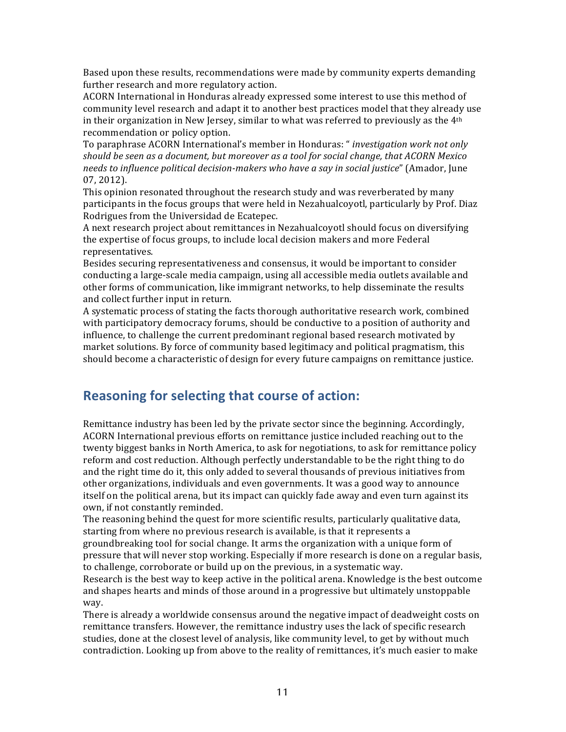Based upon these results, recommendations were made by community experts demanding further research and more regulatory action.

ACORN International in Honduras already expressed some interest to use this method of community level research and adapt it to another best practices model that they already use in their organization in New Jersey, similar to what was referred to previously as the 4th recommendation or policy option.

To paraphrase ACORN International's member in Honduras: " *investigation work not only should be seen as a document, but moreover as a tool for social change, that ACORN Mexico needs to influence political decision-makers who have a say in social justice*" (Amador, June 07, 2012).

This opinion resonated throughout the research study and was reverberated by many participants in the focus groups that were held in Nezahualcoyotl, particularly by Prof. Diaz Rodrigues from the Universidad de Ecatepec.

A next research project about remittances in Nezahualcoyotl should focus on diversifying the expertise of focus groups, to include local decision makers and more Federal representatives.

Besides securing representativeness and consensus, it would be important to consider conducting a large-scale media campaign, using all accessible media outlets available and other forms of communication, like immigrant networks, to help disseminate the results and collect further input in return.

A systematic process of stating the facts thorough authoritative research work, combined with participatory democracy forums, should be conductive to a position of authority and influence, to challenge the current predominant regional based research motivated by market solutions. By force of community based legitimacy and political pragmatism, this should become a characteristic of design for every future campaigns on remittance justice.

## Reasoning for selecting that course of action:

Remittance industry has been led by the private sector since the beginning. Accordingly, ACORN International previous efforts on remittance justice included reaching out to the twenty biggest banks in North America, to ask for negotiations, to ask for remittance policy reform and cost reduction. Although perfectly understandable to be the right thing to do and the right time do it, this only added to several thousands of previous initiatives from other organizations, individuals and even governments. It was a good way to announce itself on the political arena, but its impact can quickly fade away and even turn against its own, if not constantly reminded.

The reasoning behind the quest for more scientific results, particularly qualitative data, starting from where no previous research is available, is that it represents a groundbreaking tool for social change. It arms the organization with a unique form of pressure that will never stop working. Especially if more research is done on a regular basis, to challenge, corroborate or build up on the previous, in a systematic way.

Research is the best way to keep active in the political arena. Knowledge is the best outcome and shapes hearts and minds of those around in a progressive but ultimately unstoppable way.

There is already a worldwide consensus around the negative impact of deadweight costs on remittance transfers. However, the remittance industry uses the lack of specific research studies, done at the closest level of analysis, like community level, to get by without much contradiction. Looking up from above to the reality of remittances, it's much easier to make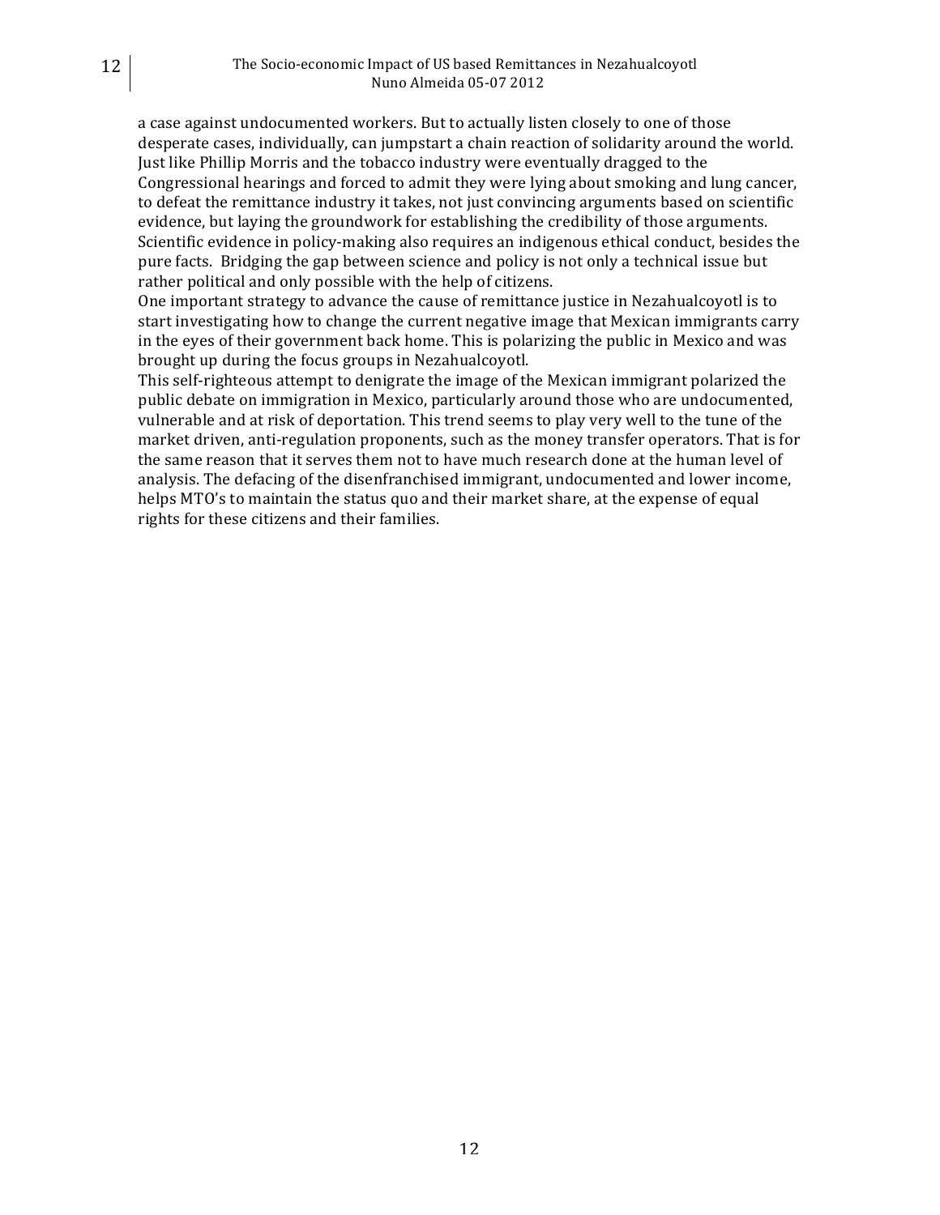a case against undocumented workers. But to actually listen closely to one of those desperate cases, individually, can jumpstart a chain reaction of solidarity around the world. Just like Phillip Morris and the tobacco industry were eventually dragged to the Congressional hearings and forced to admit they were lying about smoking and lung cancer, to defeat the remittance industry it takes, not just convincing arguments based on scientific evidence, but laying the groundwork for establishing the credibility of those arguments. Scientific evidence in policy-making also requires an indigenous ethical conduct, besides the pure facts. Bridging the gap between science and policy is not only a technical issue but rather political and only possible with the help of citizens.

One important strategy to advance the cause of remittance justice in Nezahualcoyotl is to start investigating how to change the current negative image that Mexican immigrants carry in the eyes of their government back home. This is polarizing the public in Mexico and was brought up during the focus groups in Nezahualcoyotl.

This self-righteous attempt to denigrate the image of the Mexican immigrant polarized the public debate on immigration in Mexico, particularly around those who are undocumented, vulnerable and at risk of deportation. This trend seems to play very well to the tune of the market driven, anti-regulation proponents, such as the money transfer operators. That is for the same reason that it serves them not to have much research done at the human level of analysis. The defacing of the disenfranchised immigrant, undocumented and lower income, helps MTO's to maintain the status quo and their market share, at the expense of equal rights for these citizens and their families.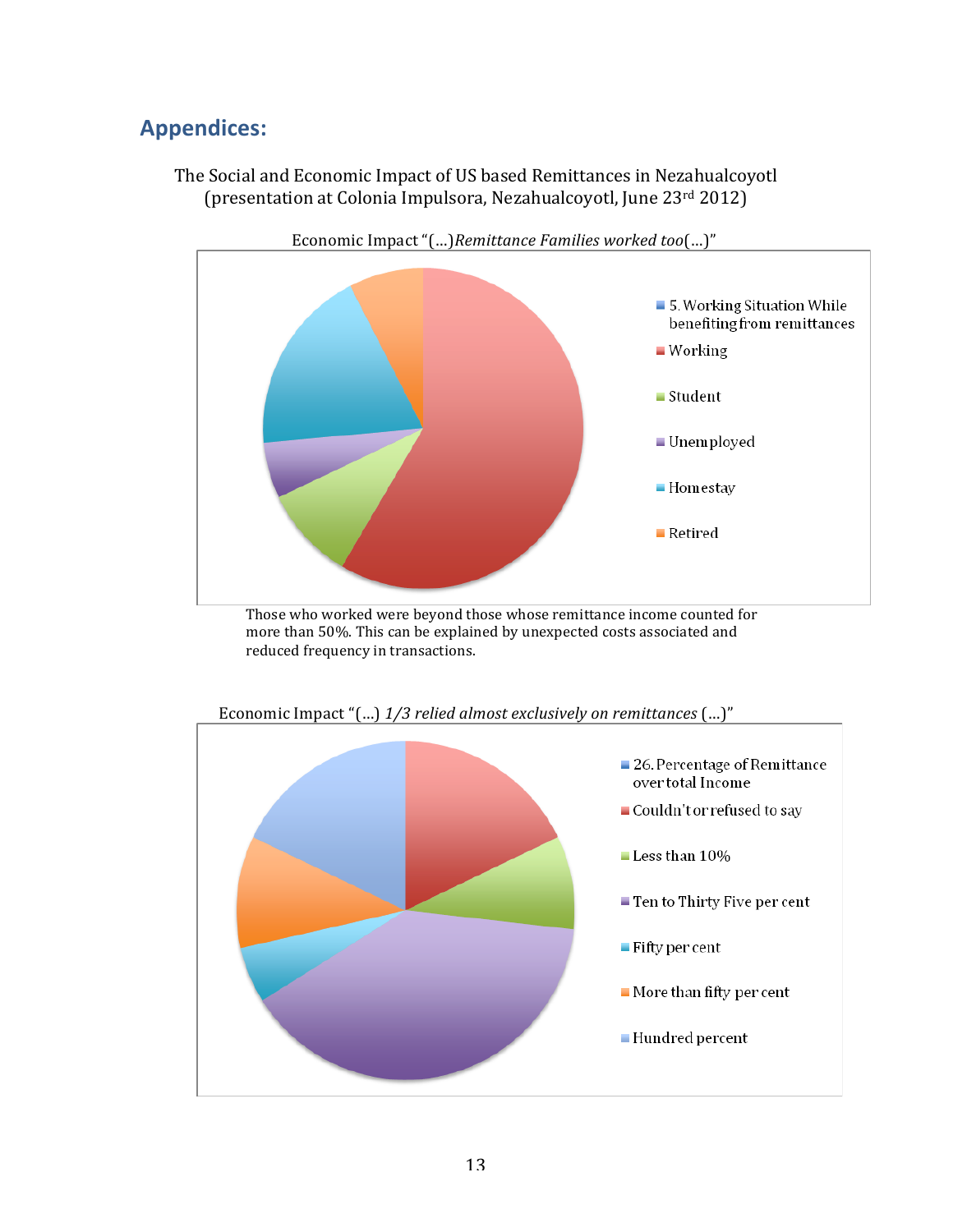## Appendices:

The Social and Economic Impact of US based Remittances in Nezahualcoyotl
(presentation at Colonia Impulsora, Nezahualcoyotl, June 23rd 2012)

Economic Impact "(…)*Remittance Families worked too*(…)"

- 5. Working Situation While benefiting from remittances
- Working
- Student
- Unemployed
- Homestay
- Retired

Those who worked were beyond those whose remittance income counted for more than 50%. This can be explained by unexpected costs associated and reduced frequency in transactions.

Economic Impact "(…) *1/3 relied almost exclusively on remittances* (…)"

- 26. Percentage of Remittance over total Income
- Couldn't or refused to say
- Less than 10%
- Ten to Thirty Five per cent
- Fifty per cent
- More than fifty per cent
- Hundred percent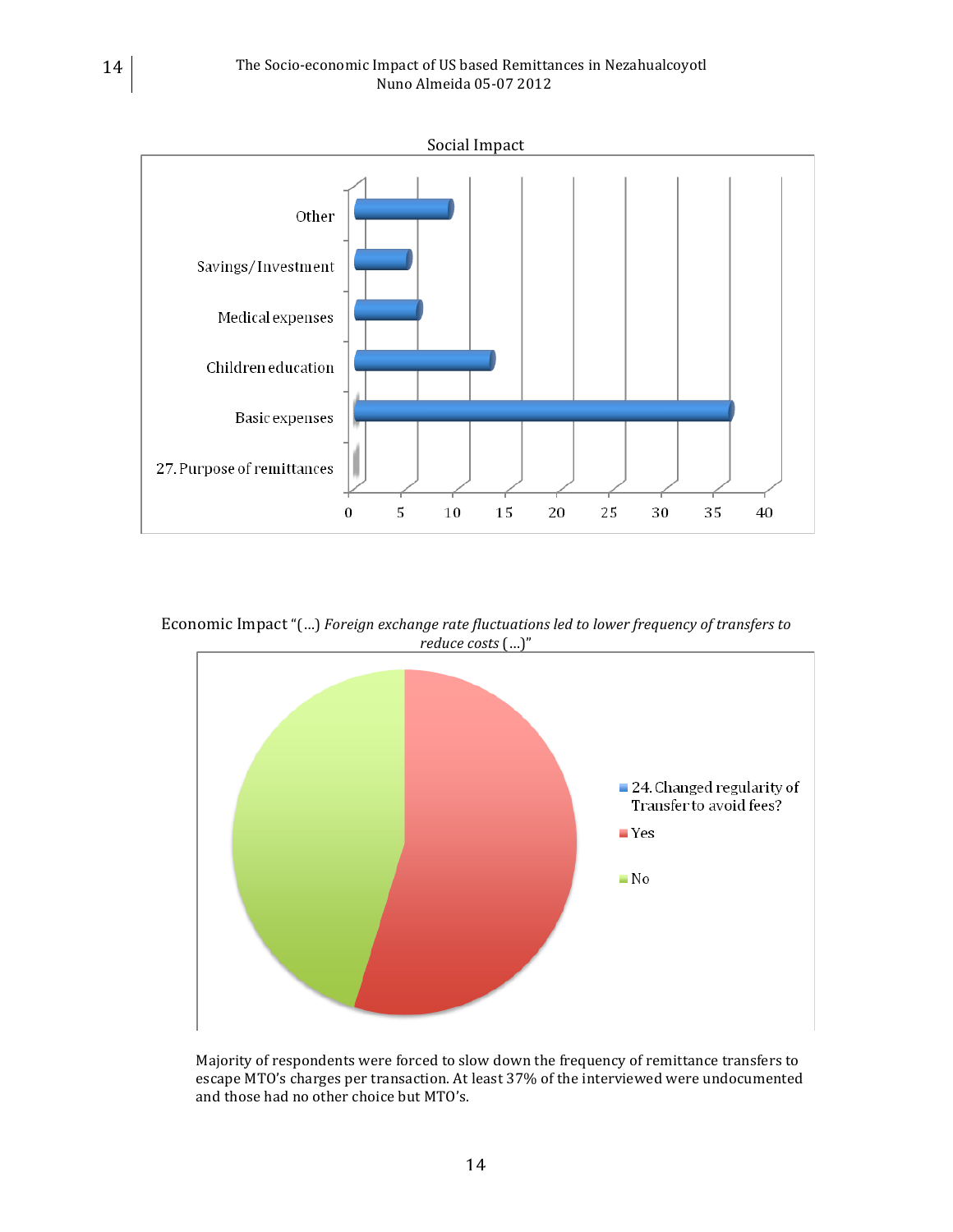Social Impact

| 27. Purpose of remittances | Value |
| --- | --- |
| Basic expenses | 36 |
| Children education | 13 |
| Medical expenses | 6 |
| Savings/Investment | 5 |
| Other | 9 |

Economic Impact "(…) *Foreign exchange rate fluctuations led to lower frequency of transfers to reduce costs* (…)"

24. Changed regularity of Transfer to avoid fees?
- Yes
- No

Majority of respondents were forced to slow down the frequency of remittance transfers to escape MTO's charges per transaction. At least 37% of the interviewed were undocumented and those had no other choice but MTO's.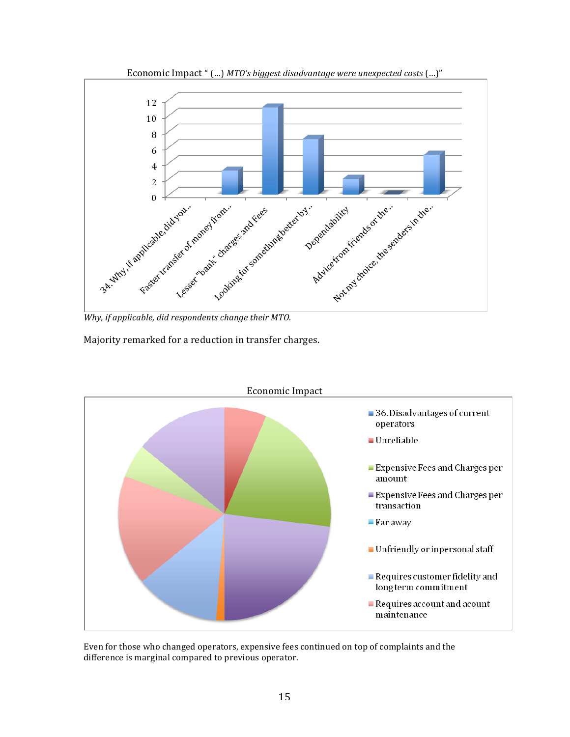Economic Impact " (...) *MTO's biggest disadvantage were unexpected costs* (...)"

*Why, if applicable, did respondents change their MTO.*

Majority remarked for a reduction in transfer charges.

Economic Impact

Even for those who changed operators, expensive fees continued on top of complaints and the difference is marginal compared to previous operator.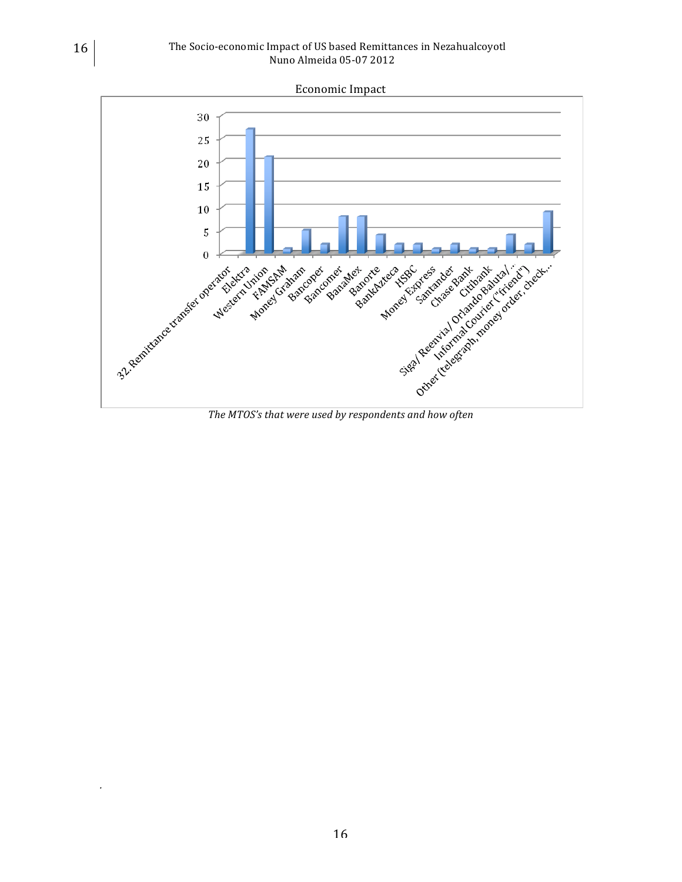Economic Impact

| 32. Remittance transfer operator | |
|---|---|
| Elektra | 27 |
| Western Union | 21 |
| FAMSAM | 1 |
| Money Graham | 5 |
| Bancoper | 2 |
| Bancomer | 8 |
| BanaMex | 8 |
| Banorte | 4 |
| BankAzteca | 2 |
| HSBC | 2 |
| Money Express | 1 |
| Santander | 2 |
| Chase Bank | 1 |
| Citibank | 1 |
| Siga/ Reenvia/ Orlando Baluta/... | 4 |
| Informal Courier ("friend") | 2 |
| Other (telegraph, money order, check,... | 9 |

*The MTOS's that were used by respondents and how often*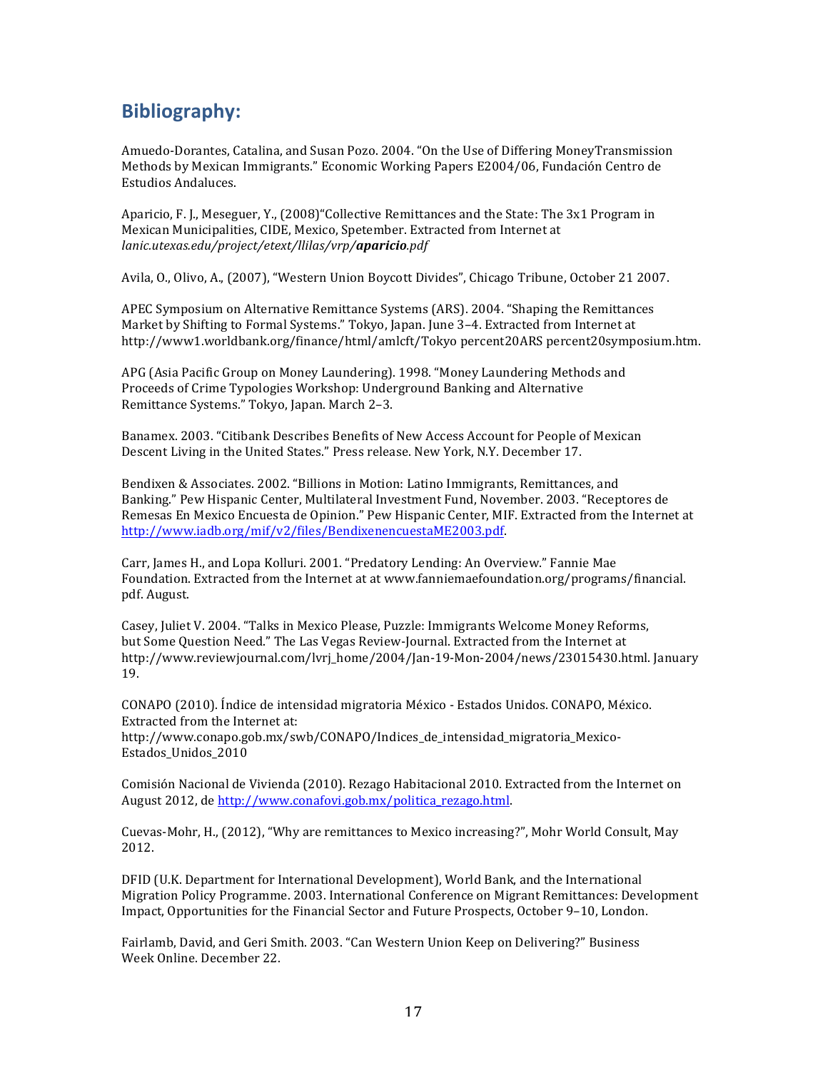## Bibliography:

Amuedo-Dorantes, Catalina, and Susan Pozo. 2004. "On the Use of Differing MoneyTransmission Methods by Mexican Immigrants." Economic Working Papers E2004/06, Fundación Centro de Estudios Andaluces.

Aparicio, F. J., Meseguer, Y., (2008)"Collective Remittances and the State: The 3x1 Program in Mexican Municipalities, CIDE, Mexico, Spetember. Extracted from Internet at *lanic.utexas.edu/project/etext/llilas/vrp/**aparicio**.pdf*

Avila, O., Olivo, A., (2007), "Western Union Boycott Divides", Chicago Tribune, October 21 2007.

APEC Symposium on Alternative Remittance Systems (ARS). 2004. "Shaping the Remittances Market by Shifting to Formal Systems." Tokyo, Japan. June 3–4. Extracted from Internet at http://www1.worldbank.org/finance/html/amlcft/Tokyo percent20ARS percent20symposium.htm.

APG (Asia Pacific Group on Money Laundering). 1998. "Money Laundering Methods and Proceeds of Crime Typologies Workshop: Underground Banking and Alternative Remittance Systems." Tokyo, Japan. March 2–3.

Banamex. 2003. "Citibank Describes Benefits of New Access Account for People of Mexican Descent Living in the United States." Press release. New York, N.Y. December 17.

Bendixen & Associates. 2002. "Billions in Motion: Latino Immigrants, Remittances, and Banking." Pew Hispanic Center, Multilateral Investment Fund, November. 2003. "Receptores de Remesas En Mexico Encuesta de Opinion." Pew Hispanic Center, MIF. Extracted from the Internet at http://www.iadb.org/mif/v2/files/BendixenencuestaME2003.pdf.

Carr, James H., and Lopa Kolluri. 2001. "Predatory Lending: An Overview." Fannie Mae Foundation. Extracted from the Internet at at www.fanniemaefoundation.org/programs/financial.pdf. August.

Casey, Juliet V. 2004. "Talks in Mexico Please, Puzzle: Immigrants Welcome Money Reforms, but Some Question Need." The Las Vegas Review-Journal. Extracted from the Internet at http://www.reviewjournal.com/lvrj_home/2004/Jan-19-Mon-2004/news/23015430.html. January 19.

CONAPO (2010). Índice de intensidad migratoria México - Estados Unidos. CONAPO, México. Extracted from the Internet at: http://www.conapo.gob.mx/swb/CONAPO/Indices_de_intensidad_migratoria_Mexico-Estados_Unidos_2010

Comisión Nacional de Vivienda (2010). Rezago Habitacional 2010. Extracted from the Internet on August 2012, de http://www.conafovi.gob.mx/politica_rezago.html.

Cuevas-Mohr, H., (2012), "Why are remittances to Mexico increasing?", Mohr World Consult, May 2012.

DFID (U.K. Department for International Development), World Bank, and the International Migration Policy Programme. 2003. International Conference on Migrant Remittances: Development Impact, Opportunities for the Financial Sector and Future Prospects, October 9–10, London.

Fairlamb, David, and Geri Smith. 2003. "Can Western Union Keep on Delivering?" Business Week Online. December 22.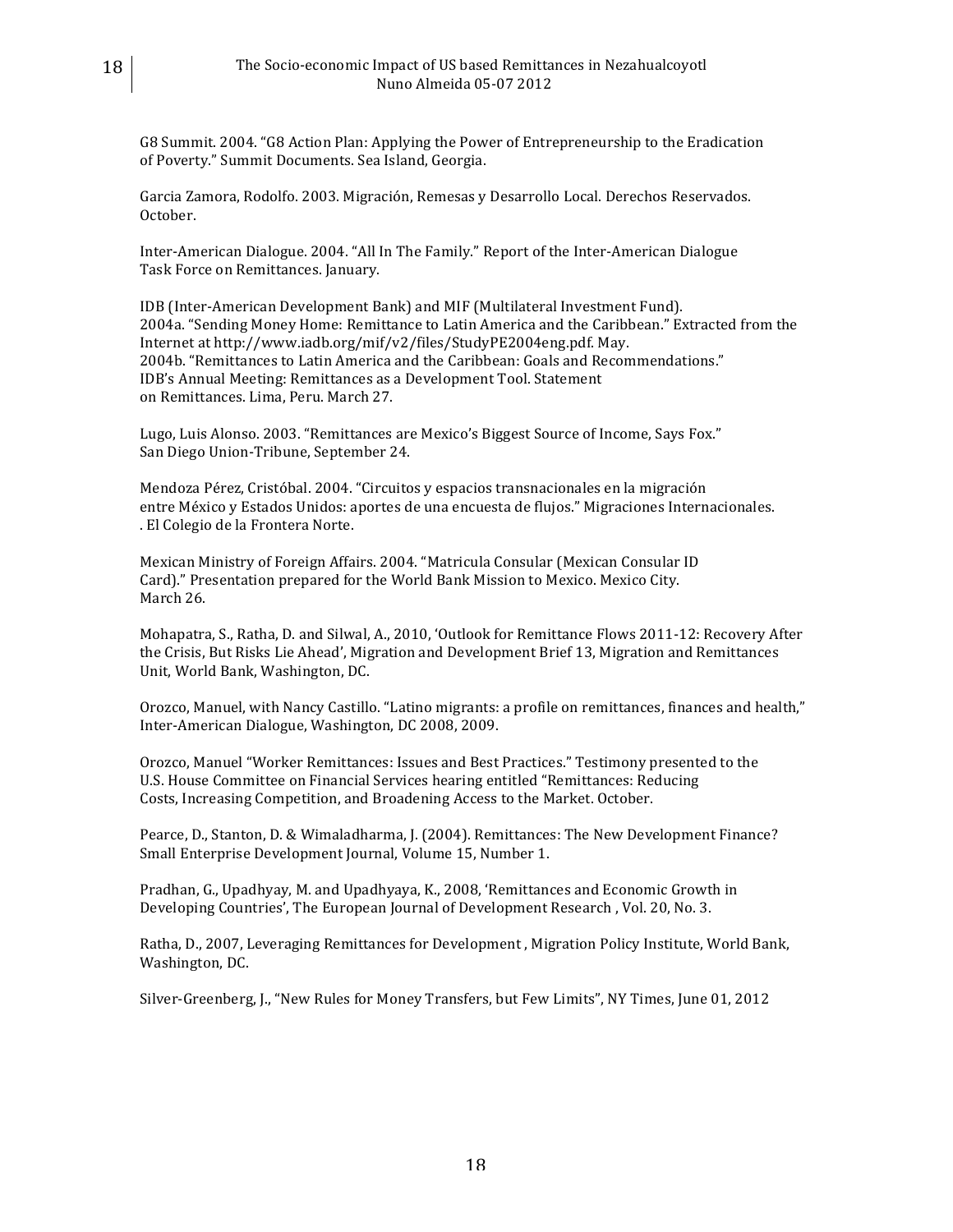G8 Summit. 2004. “G8 Action Plan: Applying the Power of Entrepreneurship to the Eradication of Poverty.” Summit Documents. Sea Island, Georgia.

Garcia Zamora, Rodolfo. 2003. Migración, Remesas y Desarrollo Local. Derechos Reservados. October.

Inter-American Dialogue. 2004. “All In The Family.” Report of the Inter-American Dialogue Task Force on Remittances. January.

IDB (Inter-American Development Bank) and MIF (Multilateral Investment Fund).
2004a. “Sending Money Home: Remittance to Latin America and the Caribbean.” Extracted from the Internet at http://www.iadb.org/mif/v2/files/StudyPE2004eng.pdf. May.
2004b. “Remittances to Latin America and the Caribbean: Goals and Recommendations.” IDB’s Annual Meeting: Remittances as a Development Tool. Statement on Remittances. Lima, Peru. March 27.

Lugo, Luis Alonso. 2003. “Remittances are Mexico’s Biggest Source of Income, Says Fox.” San Diego Union-Tribune, September 24.

Mendoza Pérez, Cristóbal. 2004. “Circuitos y espacios transnacionales en la migración entre México y Estados Unidos: aportes de una encuesta de flujos.” Migraciones Internacionales. . El Colegio de la Frontera Norte.

Mexican Ministry of Foreign Affairs. 2004. “Matricula Consular (Mexican Consular ID Card).” Presentation prepared for the World Bank Mission to Mexico. Mexico City. March 26.

Mohapatra, S., Ratha, D. and Silwal, A., 2010, ‘Outlook for Remittance Flows 2011-12: Recovery After the Crisis, But Risks Lie Ahead’, Migration and Development Brief 13, Migration and Remittances Unit, World Bank, Washington, DC.

Orozco, Manuel, with Nancy Castillo. “Latino migrants: a profile on remittances, finances and health,” Inter-American Dialogue, Washington, DC 2008, 2009.

Orozco, Manuel “Worker Remittances: Issues and Best Practices.” Testimony presented to the U.S. House Committee on Financial Services hearing entitled “Remittances: Reducing Costs, Increasing Competition, and Broadening Access to the Market. October.

Pearce, D., Stanton, D. & Wimaladharma, J. (2004). Remittances: The New Development Finance? Small Enterprise Development Journal, Volume 15, Number 1.

Pradhan, G., Upadhyay, M. and Upadhyaya, K., 2008, ‘Remittances and Economic Growth in Developing Countries’, The European Journal of Development Research , Vol. 20, No. 3.

Ratha, D., 2007, Leveraging Remittances for Development , Migration Policy Institute, World Bank, Washington, DC.

Silver-Greenberg, J., “New Rules for Money Transfers, but Few Limits”, NY Times, June 01, 2012